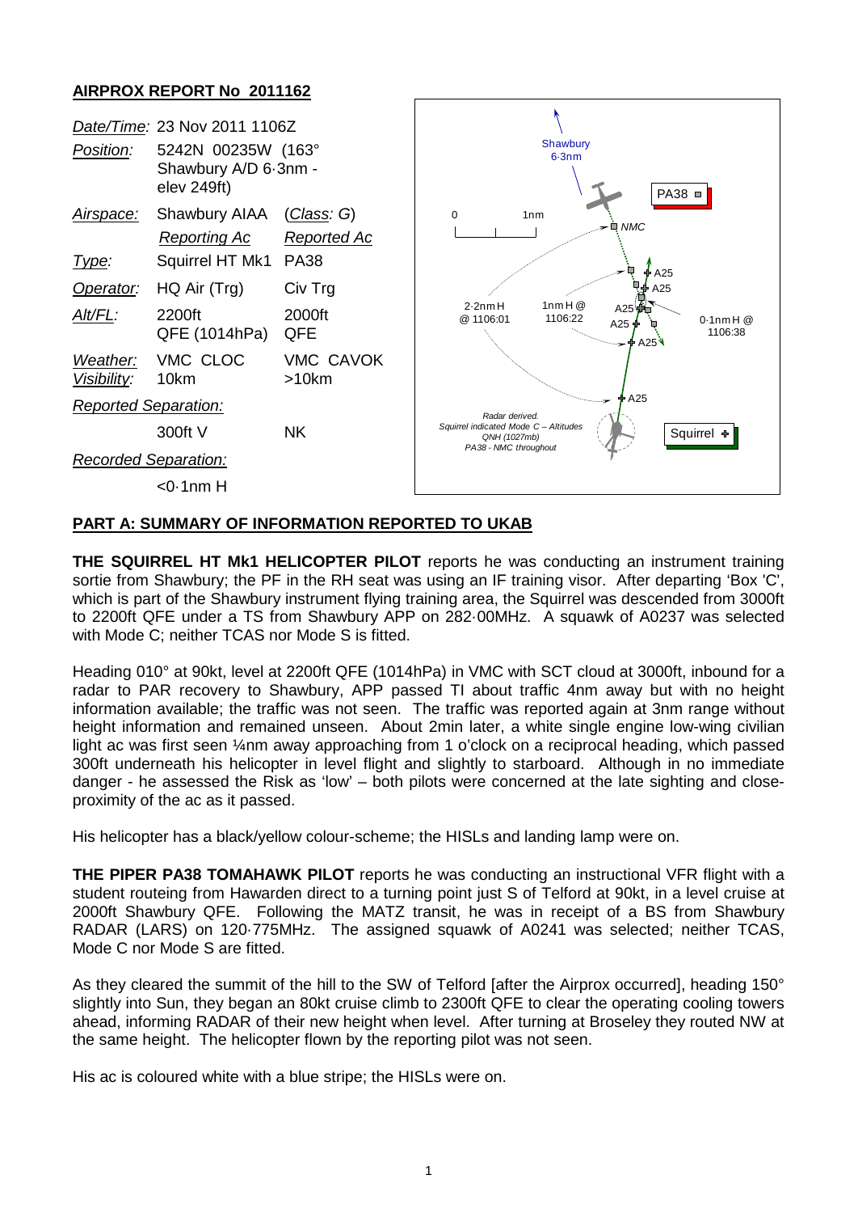## AIRPROX REPORT No 2011162

| | | |
|---|---|---|
| *Date/Time:* | 23 Nov 2011 1106Z | |
| *Position:* | 5242N 00235W (163° Shawbury A/D 6·3nm - elev 249ft) | |
| *Airspace:* | Shawbury AIAA | (*Class*: G) |
| | *Reporting Ac* | *Reported Ac* |
| *Type:* | Squirrel HT Mk1 | PA38 |
| *Operator:* | HQ Air (Trg) | Civ Trg |
| *Alt/FL:* | 2200ft QFE (1014hPa) | 2000ft QFE |
| *Weather:* | VMC CLOC | VMC CAVOK |
| *Visibility:* | 10km | >10km |
| *Reported Separation:* | | |
| | 300ft V | NK |
| *Recorded Separation:* | | |
| | <0·1nm H | |

Shawbury 6·3nm

PA38

Squirrel

0 1nm

NMC

A25

2·2nm H @ 1106:01

1nm H @ 1106:22

0·1nm H @ 1106:38

*Radar derived. Squirrel indicated Mode C – Altitudes QNH (1027mb) PA38 - NMC throughout*

## PART A: SUMMARY OF INFORMATION REPORTED TO UKAB

**THE SQUIRREL HT Mk1 HELICOPTER PILOT** reports he was conducting an instrument training sortie from Shawbury; the PF in the RH seat was using an IF training visor. After departing 'Box 'C', which is part of the Shawbury instrument flying training area, the Squirrel was descended from 3000ft to 2200ft QFE under a TS from Shawbury APP on 282·00MHz. A squawk of A0237 was selected with Mode C; neither TCAS nor Mode S is fitted.

Heading 010° at 90kt, level at 2200ft QFE (1014hPa) in VMC with SCT cloud at 3000ft, inbound for a radar to PAR recovery to Shawbury, APP passed TI about traffic 4nm away but with no height information available; the traffic was not seen. The traffic was reported again at 3nm range without height information and remained unseen. About 2min later, a white single engine low-wing civilian light ac was first seen ¼nm away approaching from 1 o'clock on a reciprocal heading, which passed 300ft underneath his helicopter in level flight and slightly to starboard. Although in no immediate danger - he assessed the Risk as 'low' – both pilots were concerned at the late sighting and close-proximity of the ac as it passed.

His helicopter has a black/yellow colour-scheme; the HISLs and landing lamp were on.

**THE PIPER PA38 TOMAHAWK PILOT** reports he was conducting an instructional VFR flight with a student routeing from Hawarden direct to a turning point just S of Telford at 90kt, in a level cruise at 2000ft Shawbury QFE. Following the MATZ transit, he was in receipt of a BS from Shawbury RADAR (LARS) on 120·775MHz. The assigned squawk of A0241 was selected; neither TCAS, Mode C nor Mode S are fitted.

As they cleared the summit of the hill to the SW of Telford [after the Airprox occurred], heading 150° slightly into Sun, they began an 80kt cruise climb to 2300ft QFE to clear the operating cooling towers ahead, informing RADAR of their new height when level. After turning at Broseley they routed NW at the same height. The helicopter flown by the reporting pilot was not seen.

His ac is coloured white with a blue stripe; the HISLs were on.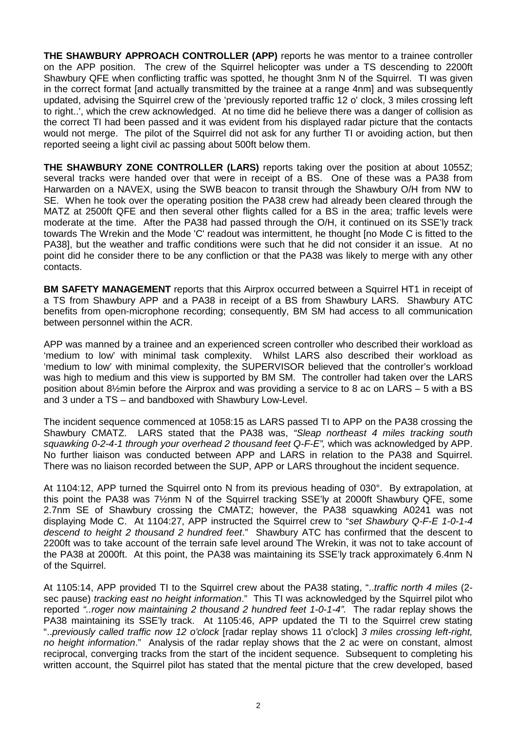**THE SHAWBURY APPROACH CONTROLLER (APP)** reports he was mentor to a trainee controller on the APP position. The crew of the Squirrel helicopter was under a TS descending to 2200ft Shawbury QFE when conflicting traffic was spotted, he thought 3nm N of the Squirrel. TI was given in the correct format [and actually transmitted by the trainee at a range 4nm] and was subsequently updated, advising the Squirrel crew of the 'previously reported traffic 12 o' clock, 3 miles crossing left to right..', which the crew acknowledged. At no time did he believe there was a danger of collision as the correct TI had been passed and it was evident from his displayed radar picture that the contacts would not merge. The pilot of the Squirrel did not ask for any further TI or avoiding action, but then reported seeing a light civil ac passing about 500ft below them.

**THE SHAWBURY ZONE CONTROLLER (LARS)** reports taking over the position at about 1055Z; several tracks were handed over that were in receipt of a BS. One of these was a PA38 from Harwarden on a NAVEX, using the SWB beacon to transit through the Shawbury O/H from NW to SE. When he took over the operating position the PA38 crew had already been cleared through the MATZ at 2500ft QFE and then several other flights called for a BS in the area; traffic levels were moderate at the time. After the PA38 had passed through the O/H, it continued on its SSE'ly track towards The Wrekin and the Mode 'C' readout was intermittent, he thought [no Mode C is fitted to the PA38], but the weather and traffic conditions were such that he did not consider it an issue. At no point did he consider there to be any confliction or that the PA38 was likely to merge with any other contacts.

**BM SAFETY MANAGEMENT** reports that this Airprox occurred between a Squirrel HT1 in receipt of a TS from Shawbury APP and a PA38 in receipt of a BS from Shawbury LARS. Shawbury ATC benefits from open-microphone recording; consequently, BM SM had access to all communication between personnel within the ACR.

APP was manned by a trainee and an experienced screen controller who described their workload as 'medium to low' with minimal task complexity. Whilst LARS also described their workload as 'medium to low' with minimal complexity, the SUPERVISOR believed that the controller's workload was high to medium and this view is supported by BM SM. The controller had taken over the LARS position about 8½min before the Airprox and was providing a service to 8 ac on LARS – 5 with a BS and 3 under a TS – and bandboxed with Shawbury Low-Level.

The incident sequence commenced at 1058:15 as LARS passed TI to APP on the PA38 crossing the Shawbury CMATZ. LARS stated that the PA38 was, *"Sleap northeast 4 miles tracking south squawking 0-2-4-1 through your overhead 2 thousand feet Q-F-E",* which was acknowledged by APP. No further liaison was conducted between APP and LARS in relation to the PA38 and Squirrel. There was no liaison recorded between the SUP, APP or LARS throughout the incident sequence.

At 1104:12, APP turned the Squirrel onto N from its previous heading of 030°. By extrapolation, at this point the PA38 was 7½nm N of the Squirrel tracking SSE'ly at 2000ft Shawbury QFE, some 2.7nm SE of Shawbury crossing the CMATZ; however, the PA38 squawking A0241 was not displaying Mode C. At 1104:27, APP instructed the Squirrel crew to "*set Shawbury Q-F-E 1-0-1-4 descend to height 2 thousand 2 hundred feet*." Shawbury ATC has confirmed that the descent to 2200ft was to take account of the terrain safe level around The Wrekin, it was not to take account of the PA38 at 2000ft. At this point, the PA38 was maintaining its SSE'ly track approximately 6.4nm N of the Squirrel.

At 1105:14, APP provided TI to the Squirrel crew about the PA38 stating, "..*traffic north 4 miles* (2-sec pause) *tracking east no height information*." This TI was acknowledged by the Squirrel pilot who reported *"..roger now maintaining 2 thousand 2 hundred feet 1-0-1-4".* The radar replay shows the PA38 maintaining its SSE'ly track. At 1105:46, APP updated the TI to the Squirrel crew stating "..*previously called traffic now 12 o'clock* [radar replay shows 11 o'clock] *3 miles crossing left-right, no height information*." Analysis of the radar replay shows that the 2 ac were on constant, almost reciprocal, converging tracks from the start of the incident sequence. Subsequent to completing his written account, the Squirrel pilot has stated that the mental picture that the crew developed, based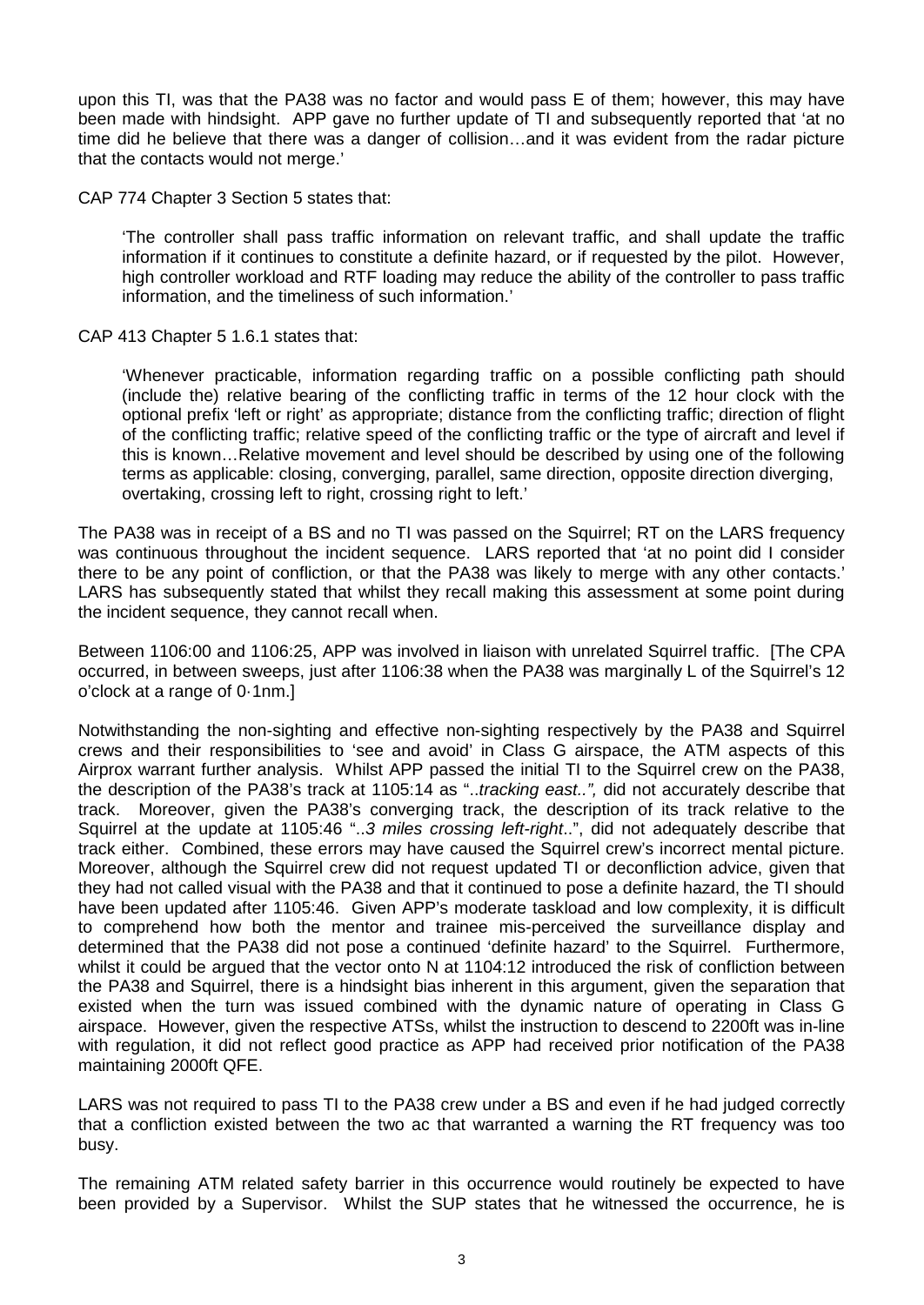upon this TI, was that the PA38 was no factor and would pass E of them; however, this may have been made with hindsight. APP gave no further update of TI and subsequently reported that 'at no time did he believe that there was a danger of collision…and it was evident from the radar picture that the contacts would not merge.'

CAP 774 Chapter 3 Section 5 states that:

> 'The controller shall pass traffic information on relevant traffic, and shall update the traffic information if it continues to constitute a definite hazard, or if requested by the pilot. However, high controller workload and RTF loading may reduce the ability of the controller to pass traffic information, and the timeliness of such information.'

CAP 413 Chapter 5 1.6.1 states that:

> 'Whenever practicable, information regarding traffic on a possible conflicting path should (include the) relative bearing of the conflicting traffic in terms of the 12 hour clock with the optional prefix 'left or right' as appropriate; distance from the conflicting traffic; direction of flight of the conflicting traffic; relative speed of the conflicting traffic or the type of aircraft and level if this is known…Relative movement and level should be described by using one of the following terms as applicable: closing, converging, parallel, same direction, opposite direction diverging, overtaking, crossing left to right, crossing right to left.'

The PA38 was in receipt of a BS and no TI was passed on the Squirrel; RT on the LARS frequency was continuous throughout the incident sequence. LARS reported that 'at no point did I consider there to be any point of confliction, or that the PA38 was likely to merge with any other contacts.' LARS has subsequently stated that whilst they recall making this assessment at some point during the incident sequence, they cannot recall when.

Between 1106:00 and 1106:25, APP was involved in liaison with unrelated Squirrel traffic. [The CPA occurred, in between sweeps, just after 1106:38 when the PA38 was marginally L of the Squirrel's 12 o'clock at a range of 0·1nm.]

Notwithstanding the non-sighting and effective non-sighting respectively by the PA38 and Squirrel crews and their responsibilities to 'see and avoid' in Class G airspace, the ATM aspects of this Airprox warrant further analysis. Whilst APP passed the initial TI to the Squirrel crew on the PA38, the description of the PA38's track at 1105:14 as "..*tracking east..",* did not accurately describe that track. Moreover, given the PA38's converging track, the description of its track relative to the Squirrel at the update at 1105:46 "..*3 miles crossing left-right*..", did not adequately describe that track either. Combined, these errors may have caused the Squirrel crew's incorrect mental picture. Moreover, although the Squirrel crew did not request updated TI or deconfliction advice, given that they had not called visual with the PA38 and that it continued to pose a definite hazard, the TI should have been updated after 1105:46. Given APP's moderate taskload and low complexity, it is difficult to comprehend how both the mentor and trainee mis-perceived the surveillance display and determined that the PA38 did not pose a continued 'definite hazard' to the Squirrel. Furthermore, whilst it could be argued that the vector onto N at 1104:12 introduced the risk of confliction between the PA38 and Squirrel, there is a hindsight bias inherent in this argument, given the separation that existed when the turn was issued combined with the dynamic nature of operating in Class G airspace. However, given the respective ATSs, whilst the instruction to descend to 2200ft was in-line with regulation, it did not reflect good practice as APP had received prior notification of the PA38 maintaining 2000ft QFE.

LARS was not required to pass TI to the PA38 crew under a BS and even if he had judged correctly that a confliction existed between the two ac that warranted a warning the RT frequency was too busy.

The remaining ATM related safety barrier in this occurrence would routinely be expected to have been provided by a Supervisor. Whilst the SUP states that he witnessed the occurrence, he is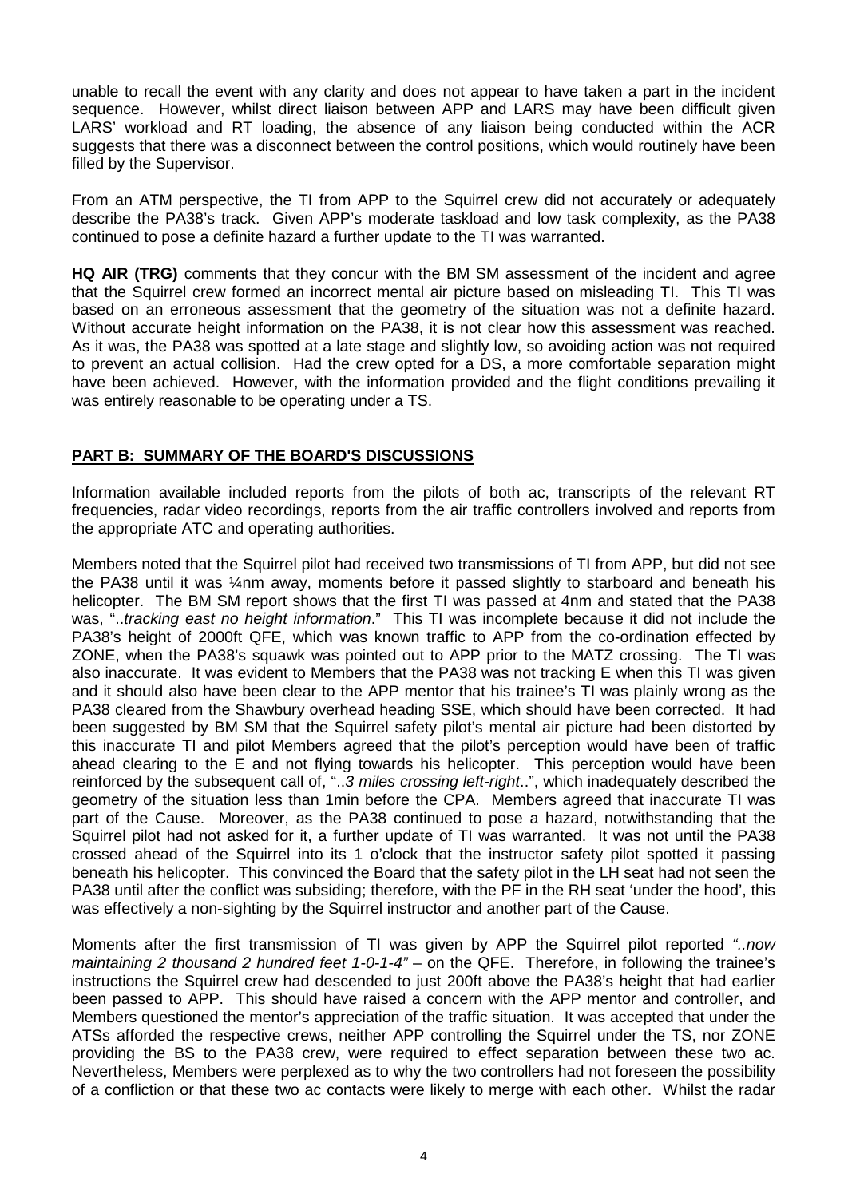unable to recall the event with any clarity and does not appear to have taken a part in the incident sequence. However, whilst direct liaison between APP and LARS may have been difficult given LARS' workload and RT loading, the absence of any liaison being conducted within the ACR suggests that there was a disconnect between the control positions, which would routinely have been filled by the Supervisor.

From an ATM perspective, the TI from APP to the Squirrel crew did not accurately or adequately describe the PA38's track. Given APP's moderate taskload and low task complexity, as the PA38 continued to pose a definite hazard a further update to the TI was warranted.

**HQ AIR (TRG)** comments that they concur with the BM SM assessment of the incident and agree that the Squirrel crew formed an incorrect mental air picture based on misleading TI. This TI was based on an erroneous assessment that the geometry of the situation was not a definite hazard. Without accurate height information on the PA38, it is not clear how this assessment was reached. As it was, the PA38 was spotted at a late stage and slightly low, so avoiding action was not required to prevent an actual collision. Had the crew opted for a DS, a more comfortable separation might have been achieved. However, with the information provided and the flight conditions prevailing it was entirely reasonable to be operating under a TS.

## PART B: SUMMARY OF THE BOARD'S DISCUSSIONS

Information available included reports from the pilots of both ac, transcripts of the relevant RT frequencies, radar video recordings, reports from the air traffic controllers involved and reports from the appropriate ATC and operating authorities.

Members noted that the Squirrel pilot had received two transmissions of TI from APP, but did not see the PA38 until it was ¼nm away, moments before it passed slightly to starboard and beneath his helicopter. The BM SM report shows that the first TI was passed at 4nm and stated that the PA38 was, "..*tracking east no height information*." This TI was incomplete because it did not include the PA38's height of 2000ft QFE, which was known traffic to APP from the co-ordination effected by ZONE, when the PA38's squawk was pointed out to APP prior to the MATZ crossing. The TI was also inaccurate. It was evident to Members that the PA38 was not tracking E when this TI was given and it should also have been clear to the APP mentor that his trainee's TI was plainly wrong as the PA38 cleared from the Shawbury overhead heading SSE, which should have been corrected. It had been suggested by BM SM that the Squirrel safety pilot's mental air picture had been distorted by this inaccurate TI and pilot Members agreed that the pilot's perception would have been of traffic ahead clearing to the E and not flying towards his helicopter. This perception would have been reinforced by the subsequent call of, "..*3 miles crossing left-right*..", which inadequately described the geometry of the situation less than 1min before the CPA. Members agreed that inaccurate TI was part of the Cause. Moreover, as the PA38 continued to pose a hazard, notwithstanding that the Squirrel pilot had not asked for it, a further update of TI was warranted. It was not until the PA38 crossed ahead of the Squirrel into its 1 o'clock that the instructor safety pilot spotted it passing beneath his helicopter. This convinced the Board that the safety pilot in the LH seat had not seen the PA38 until after the conflict was subsiding; therefore, with the PF in the RH seat 'under the hood', this was effectively a non-sighting by the Squirrel instructor and another part of the Cause.

Moments after the first transmission of TI was given by APP the Squirrel pilot reported *"..now maintaining 2 thousand 2 hundred feet 1-0-1-4"* – on the QFE. Therefore, in following the trainee's instructions the Squirrel crew had descended to just 200ft above the PA38's height that had earlier been passed to APP. This should have raised a concern with the APP mentor and controller, and Members questioned the mentor's appreciation of the traffic situation. It was accepted that under the ATSs afforded the respective crews, neither APP controlling the Squirrel under the TS, nor ZONE providing the BS to the PA38 crew, were required to effect separation between these two ac. Nevertheless, Members were perplexed as to why the two controllers had not foreseen the possibility of a confliction or that these two ac contacts were likely to merge with each other. Whilst the radar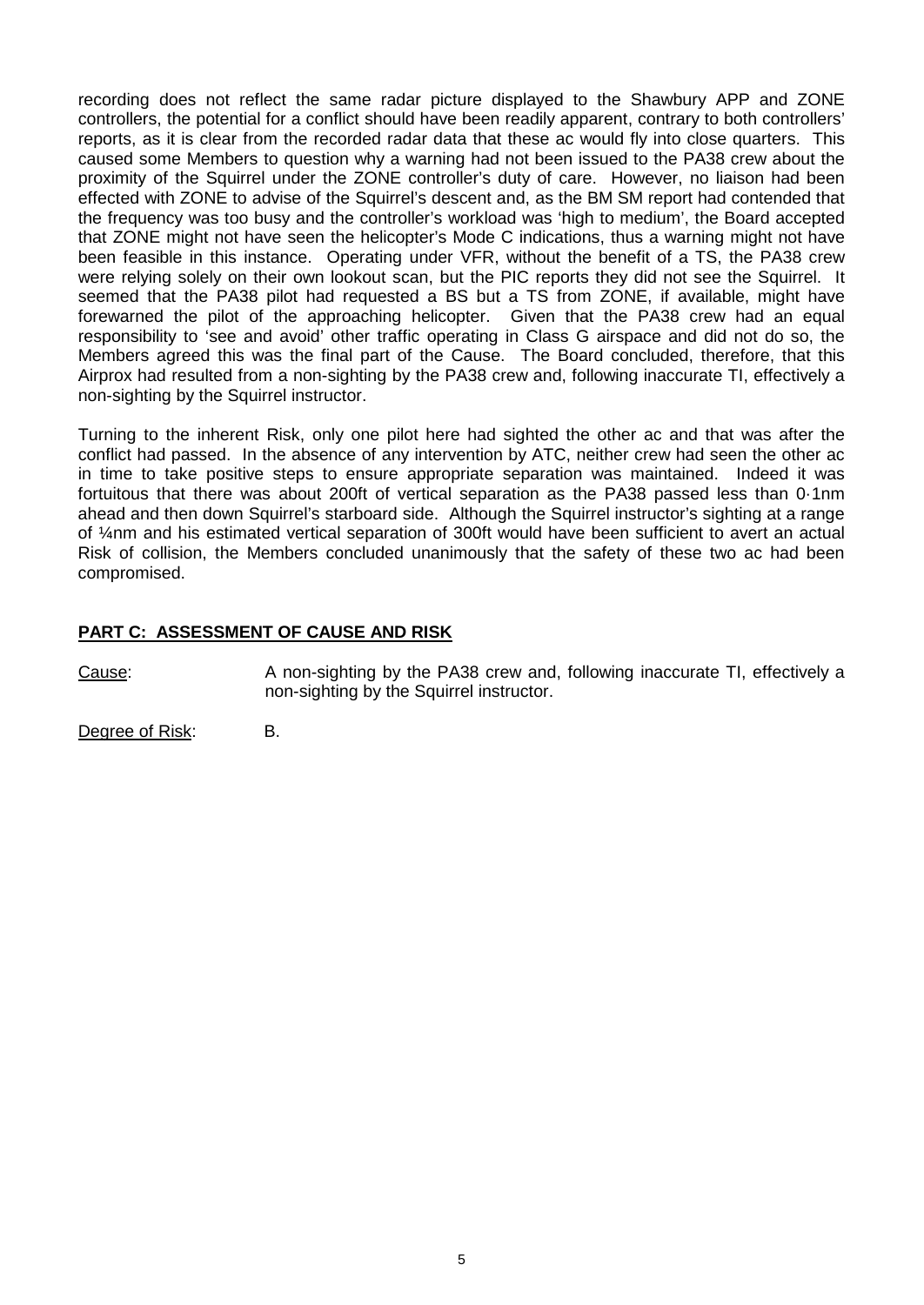recording does not reflect the same radar picture displayed to the Shawbury APP and ZONE controllers, the potential for a conflict should have been readily apparent, contrary to both controllers' reports, as it is clear from the recorded radar data that these ac would fly into close quarters. This caused some Members to question why a warning had not been issued to the PA38 crew about the proximity of the Squirrel under the ZONE controller's duty of care. However, no liaison had been effected with ZONE to advise of the Squirrel's descent and, as the BM SM report had contended that the frequency was too busy and the controller's workload was 'high to medium', the Board accepted that ZONE might not have seen the helicopter's Mode C indications, thus a warning might not have been feasible in this instance. Operating under VFR, without the benefit of a TS, the PA38 crew were relying solely on their own lookout scan, but the PIC reports they did not see the Squirrel. It seemed that the PA38 pilot had requested a BS but a TS from ZONE, if available, might have forewarned the pilot of the approaching helicopter. Given that the PA38 crew had an equal responsibility to 'see and avoid' other traffic operating in Class G airspace and did not do so, the Members agreed this was the final part of the Cause. The Board concluded, therefore, that this Airprox had resulted from a non-sighting by the PA38 crew and, following inaccurate TI, effectively a non-sighting by the Squirrel instructor.

Turning to the inherent Risk, only one pilot here had sighted the other ac and that was after the conflict had passed. In the absence of any intervention by ATC, neither crew had seen the other ac in time to take positive steps to ensure appropriate separation was maintained. Indeed it was fortuitous that there was about 200ft of vertical separation as the PA38 passed less than 0·1nm ahead and then down Squirrel's starboard side. Although the Squirrel instructor's sighting at a range of ¼nm and his estimated vertical separation of 300ft would have been sufficient to avert an actual Risk of collision, the Members concluded unanimously that the safety of these two ac had been compromised.

## PART C: ASSESSMENT OF CAUSE AND RISK

Cause: A non-sighting by the PA38 crew and, following inaccurate TI, effectively a non-sighting by the Squirrel instructor.

Degree of Risk: B.